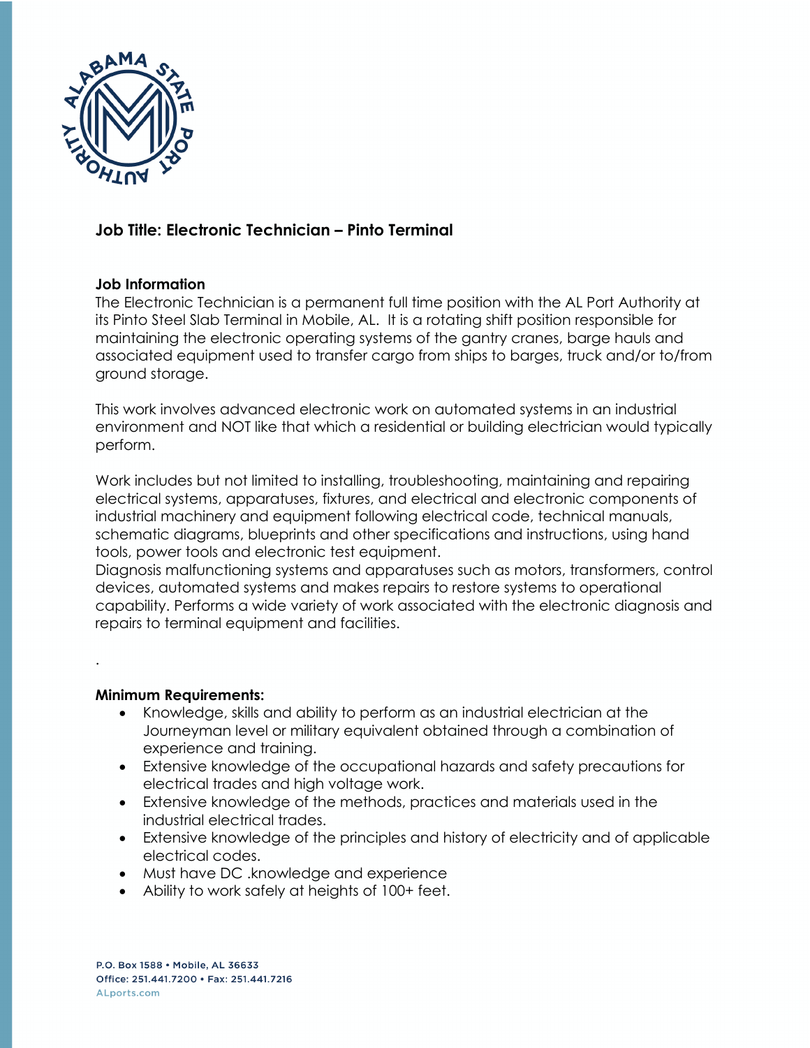# Job Title: Electronic Technician – Pinto Terminal

**Job Information**

The Electronic Technician is a permanent full time position with the AL Port Authority at its Pinto Steel Slab Terminal in Mobile, AL. It is a rotating shift position responsible for maintaining the electronic operating systems of the gantry cranes, barge hauls and associated equipment used to transfer cargo from ships to barges, truck and/or to/from ground storage.

This work involves advanced electronic work on automated systems in an industrial environment and NOT like that which a residential or building electrician would typically perform.

Work includes but not limited to installing, troubleshooting, maintaining and repairing electrical systems, apparatuses, fixtures, and electrical and electronic components of industrial machinery and equipment following electrical code, technical manuals, schematic diagrams, blueprints and other specifications and instructions, using hand tools, power tools and electronic test equipment.
Diagnosis malfunctioning systems and apparatuses such as motors, transformers, control devices, automated systems and makes repairs to restore systems to operational capability. Performs a wide variety of work associated with the electronic diagnosis and repairs to terminal equipment and facilities.

.

**Minimum Requirements:**

- Knowledge, skills and ability to perform as an industrial electrician at the Journeyman level or military equivalent obtained through a combination of experience and training.
- Extensive knowledge of the occupational hazards and safety precautions for electrical trades and high voltage work.
- Extensive knowledge of the methods, practices and materials used in the industrial electrical trades.
- Extensive knowledge of the principles and history of electricity and of applicable electrical codes.
- Must have DC .knowledge and experience
- Ability to work safely at heights of 100+ feet.

P.O. Box 1588 • Mobile, AL 36633
Office: 251.441.7200 • Fax: 251.441.7216
ALports.com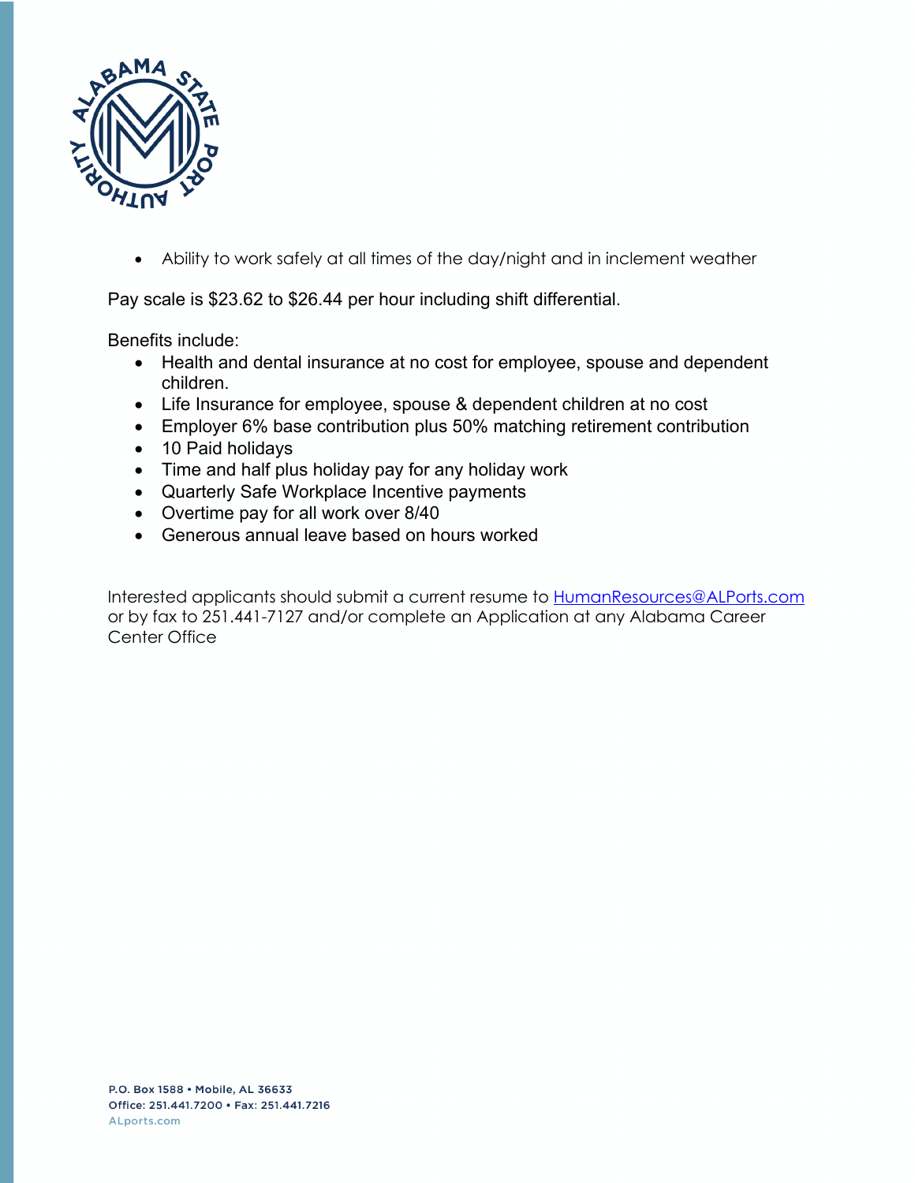- Ability to work safely at all times of the day/night and in inclement weather

Pay scale is $23.62 to $26.44 per hour including shift differential.

Benefits include:

- Health and dental insurance at no cost for employee, spouse and dependent children.
- Life Insurance for employee, spouse & dependent children at no cost
- Employer 6% base contribution plus 50% matching retirement contribution
- 10 Paid holidays
- Time and half plus holiday pay for any holiday work
- Quarterly Safe Workplace Incentive payments
- Overtime pay for all work over 8/40
- Generous annual leave based on hours worked

Interested applicants should submit a current resume to HumanResources@ALPorts.com or by fax to 251.441-7127 and/or complete an Application at any Alabama Career Center Office

P.O. Box 1588 • Mobile, AL 36633
Office: 251.441.7200 • Fax: 251.441.7216
ALports.com